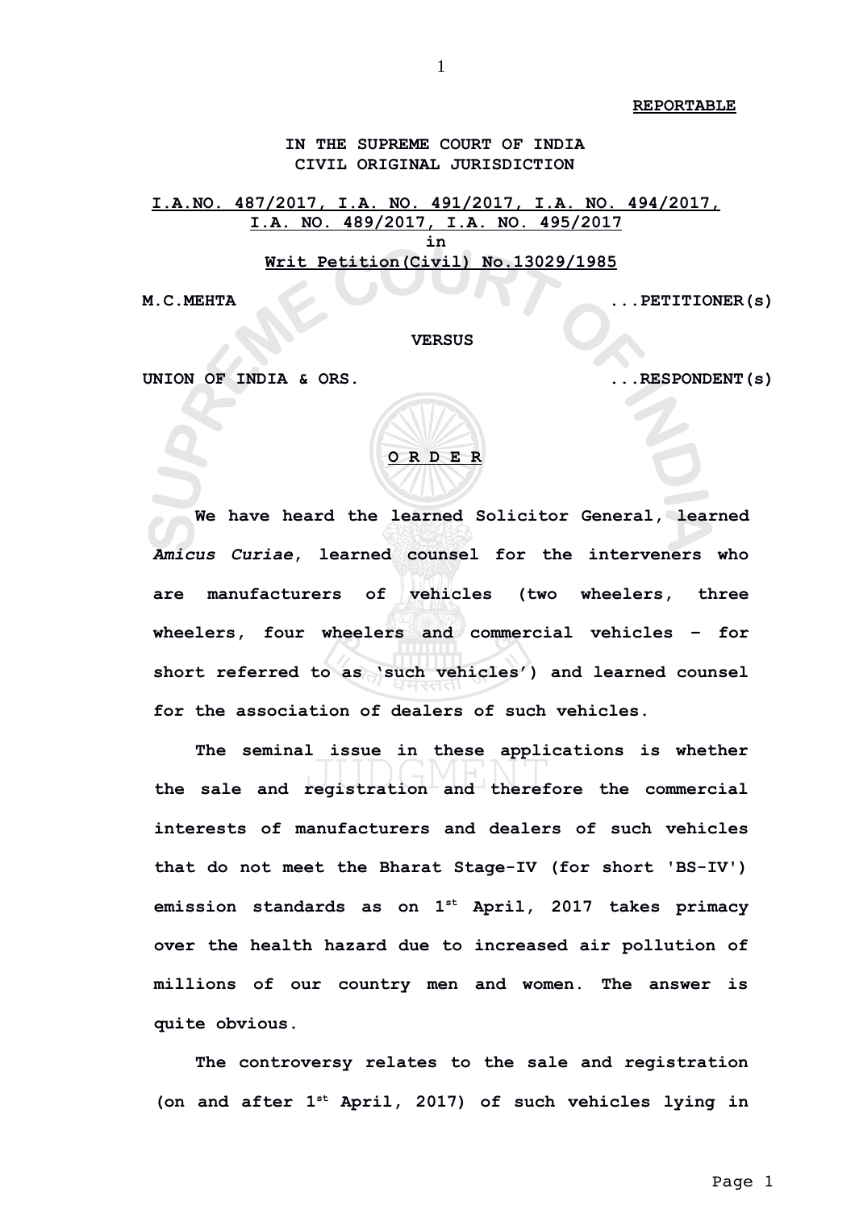**REPORTABLE**

**IN THE SUPREME COURT OF INDIA**
**CIVIL ORIGINAL JURISDICTION**

**I.A.NO. 487/2017, I.A. NO. 491/2017, I.A. NO. 494/2017, I.A. NO. 489/2017, I.A. NO. 495/2017**
**in**
**Writ Petition(Civil) No.13029/1985**

**M.C.MEHTA ...PETITIONER(s)**

**VERSUS**

**UNION OF INDIA & ORS. ...RESPONDENT(s)**

**O R D E R**

**We have heard the learned Solicitor General, learned *Amicus Curiae*, learned counsel for the interveners who are manufacturers of vehicles (two wheelers, three wheelers, four wheelers and commercial vehicles – for short referred to as 'such vehicles') and learned counsel for the association of dealers of such vehicles.**

**The seminal issue in these applications is whether the sale and registration and therefore the commercial interests of manufacturers and dealers of such vehicles that do not meet the Bharat Stage-IV (for short 'BS-IV') emission standards as on 1st April, 2017 takes primacy over the health hazard due to increased air pollution of millions of our country men and women. The answer is quite obvious.**

**The controversy relates to the sale and registration (on and after 1st April, 2017) of such vehicles lying in**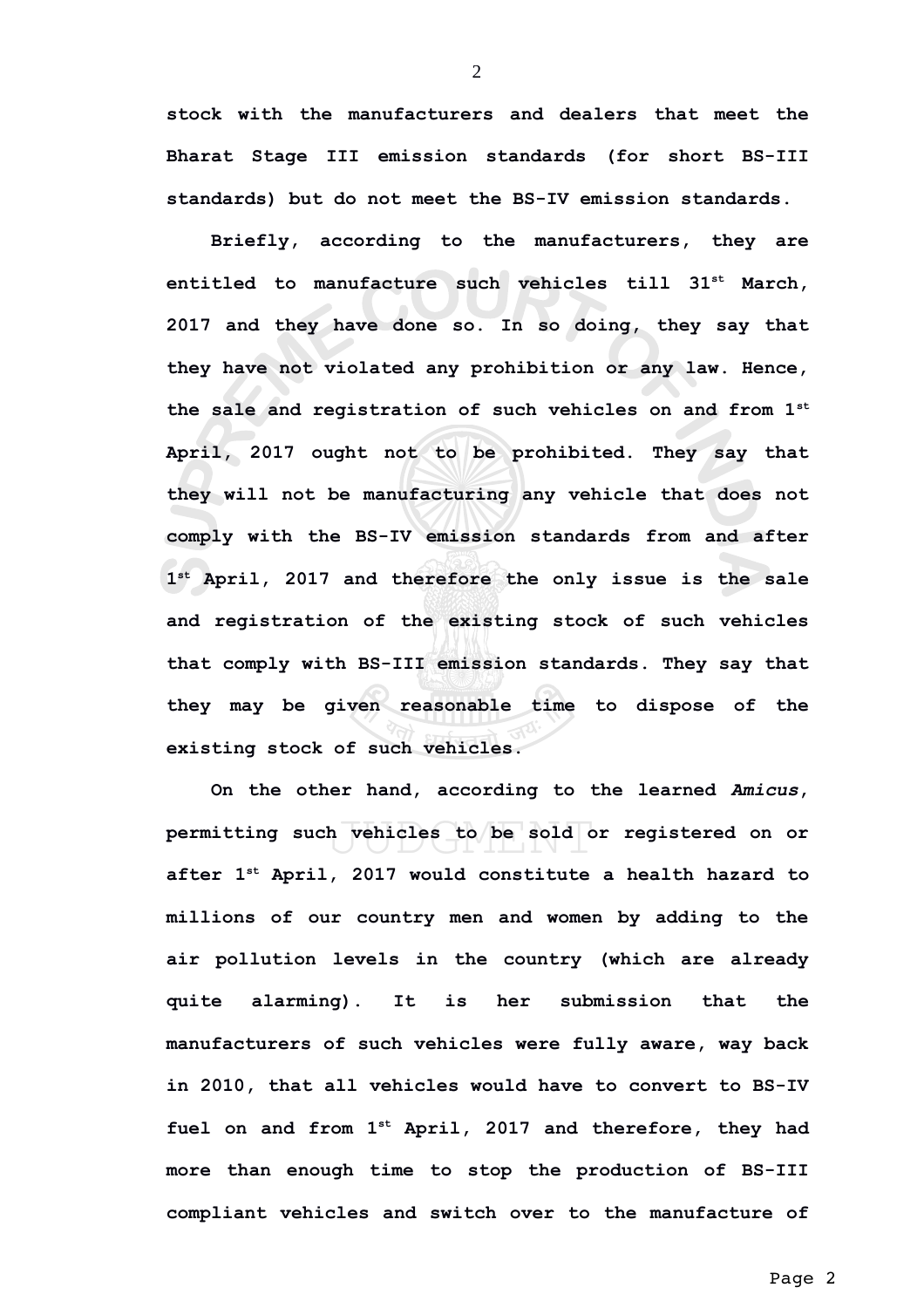**stock with the manufacturers and dealers that meet the Bharat Stage III emission standards (for short BS-III standards) but do not meet the BS-IV emission standards.**

**Briefly, according to the manufacturers, they are entitled to manufacture such vehicles till 31st March, 2017 and they have done so. In so doing, they say that they have not violated any prohibition or any law. Hence, the sale and registration of such vehicles on and from 1st April, 2017 ought not to be prohibited. They say that they will not be manufacturing any vehicle that does not comply with the BS-IV emission standards from and after 1st April, 2017 and therefore the only issue is the sale and registration of the existing stock of such vehicles that comply with BS-III emission standards. They say that they may be given reasonable time to dispose of the existing stock of such vehicles.**

**On the other hand, according to the learned *Amicus*, permitting such vehicles to be sold or registered on or after 1st April, 2017 would constitute a health hazard to millions of our country men and women by adding to the air pollution levels in the country (which are already quite alarming). It is her submission that the manufacturers of such vehicles were fully aware, way back in 2010, that all vehicles would have to convert to BS-IV fuel on and from 1st April, 2017 and therefore, they had more than enough time to stop the production of BS-III compliant vehicles and switch over to the manufacture of**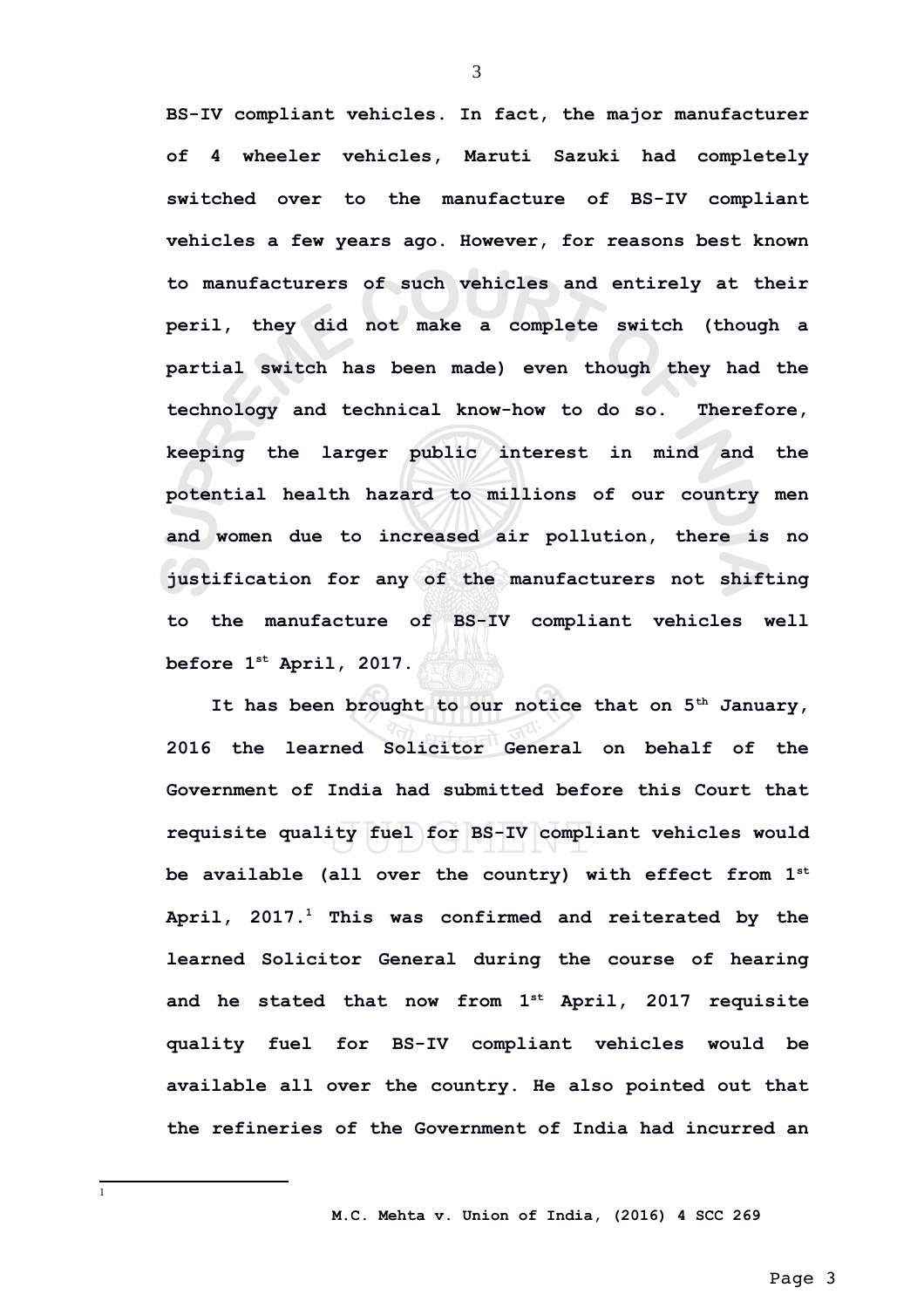**BS-IV compliant vehicles. In fact, the major manufacturer of 4 wheeler vehicles, Maruti Sazuki had completely switched over to the manufacture of BS-IV compliant vehicles a few years ago. However, for reasons best known to manufacturers of such vehicles and entirely at their peril, they did not make a complete switch (though a partial switch has been made) even though they had the technology and technical know-how to do so. Therefore, keeping the larger public interest in mind and the potential health hazard to millions of our country men and women due to increased air pollution, there is no justification for any of the manufacturers not shifting to the manufacture of BS-IV compliant vehicles well before 1st April, 2017.**

**It has been brought to our notice that on 5th January, 2016 the learned Solicitor General on behalf of the Government of India had submitted before this Court that requisite quality fuel for BS-IV compliant vehicles would be available (all over the country) with effect from 1st April, 2017.[1] This was confirmed and reiterated by the learned Solicitor General during the course of hearing and he stated that now from 1st April, 2017 requisite quality fuel for BS-IV compliant vehicles would be available all over the country. He also pointed out that the refineries of the Government of India had incurred an**

---

[1] **M.C. Mehta v. Union of India, (2016) 4 SCC 269**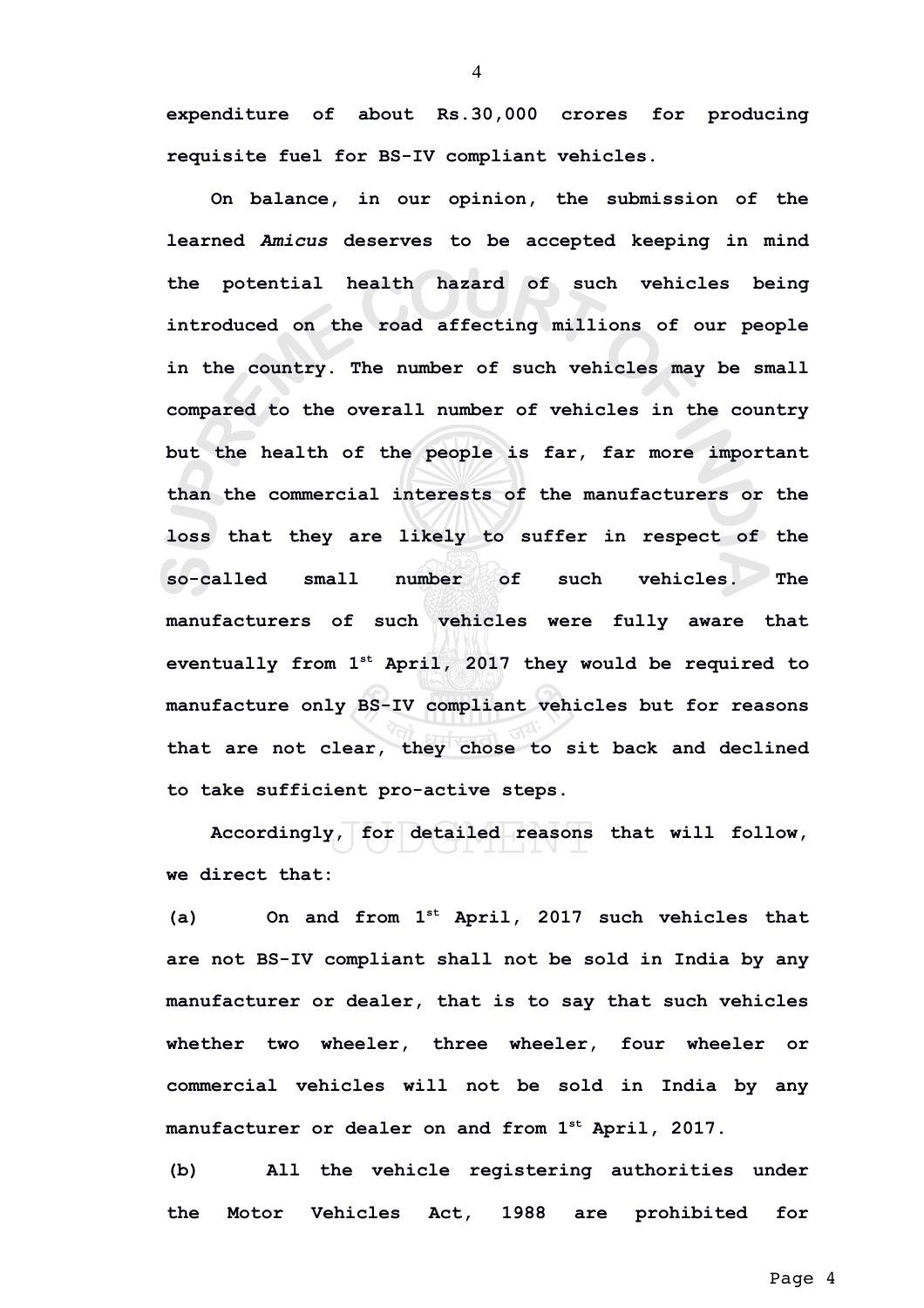**expenditure of about Rs.30,000 crores for producing requisite fuel for BS-IV compliant vehicles.**

**On balance, in our opinion, the submission of the learned *Amicus* deserves to be accepted keeping in mind the potential health hazard of such vehicles being introduced on the road affecting millions of our people in the country. The number of such vehicles may be small compared to the overall number of vehicles in the country but the health of the people is far, far more important than the commercial interests of the manufacturers or the loss that they are likely to suffer in respect of the so-called small number of such vehicles. The manufacturers of such vehicles were fully aware that eventually from 1st April, 2017 they would be required to manufacture only BS-IV compliant vehicles but for reasons that are not clear, they chose to sit back and declined to take sufficient pro-active steps.**

**Accordingly, for detailed reasons that will follow, we direct that:**

**(a) On and from 1st April, 2017 such vehicles that are not BS-IV compliant shall not be sold in India by any manufacturer or dealer, that is to say that such vehicles whether two wheeler, three wheeler, four wheeler or commercial vehicles will not be sold in India by any manufacturer or dealer on and from 1st April, 2017.**

**(b) All the vehicle registering authorities under the Motor Vehicles Act, 1988 are prohibited for**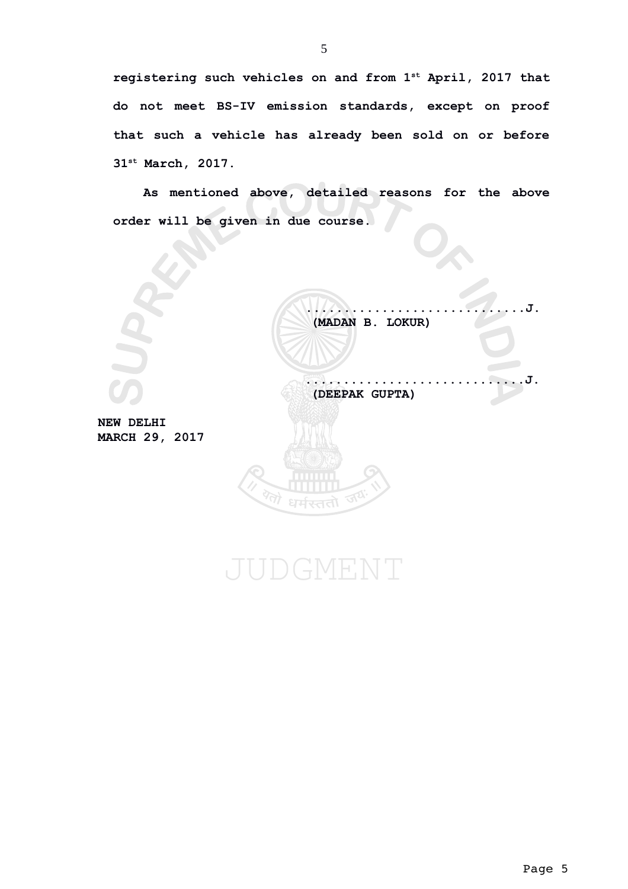**registering such vehicles on and from 1st April, 2017 that do not meet BS-IV emission standards, except on proof that such a vehicle has already been sold on or before 31st March, 2017.**

**As mentioned above, detailed reasons for the above order will be given in due course.**

**..............................J.**
**(MADAN B. LOKUR)**

**..............................J.**
**(DEEPAK GUPTA)**

**NEW DELHI**
**MARCH 29, 2017**